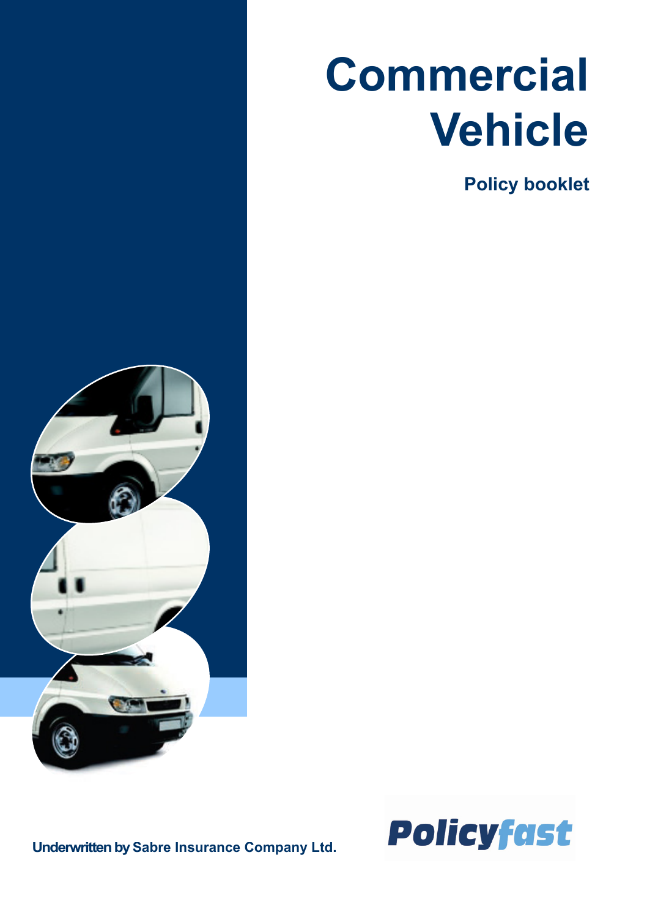# Commercial Vehicle

## Policy booklet

Underwritten by Sabre Insurance Company Ltd.

Policyfast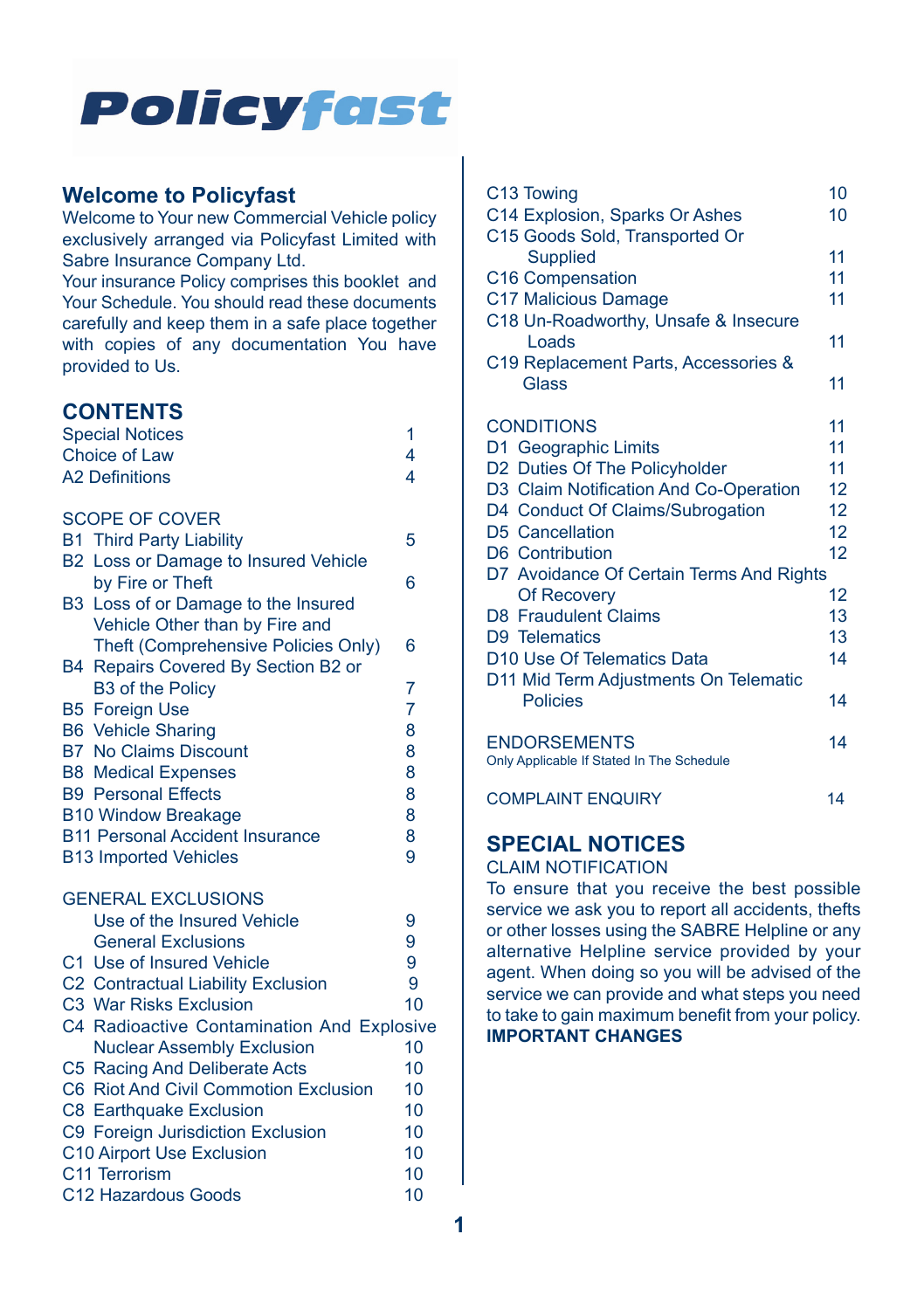# Policyfast

## Welcome to Policyfast

Welcome to Your new Commercial Vehicle policy exclusively arranged via Policyfast Limited with Sabre Insurance Company Ltd.

Your insurance Policy comprises this booklet and Your Schedule. You should read these documents carefully and keep them in a safe place together with copies of any documentation You have provided to Us.

## CONTENTS

| | |
|---|---|
| Special Notices | 1 |
| Choice of Law | 4 |
| A2 Definitions | 4 |
| **SCOPE OF COVER** | |
| B1 Third Party Liability | 5 |
| B2 Loss or Damage to Insured Vehicle by Fire or Theft | 6 |
| B3 Loss of or Damage to the Insured Vehicle Other than by Fire and Theft (Comprehensive Policies Only) | 6 |
| B4 Repairs Covered By Section B2 or B3 of the Policy | 7 |
| B5 Foreign Use | 7 |
| B6 Vehicle Sharing | 8 |
| B7 No Claims Discount | 8 |
| B8 Medical Expenses | 8 |
| B9 Personal Effects | 8 |
| B10 Window Breakage | 8 |
| B11 Personal Accident Insurance | 8 |
| B13 Imported Vehicles | 9 |
| **GENERAL EXCLUSIONS** | |
| Use of the Insured Vehicle | 9 |
| General Exclusions | 9 |
| C1 Use of Insured Vehicle | 9 |
| C2 Contractual Liability Exclusion | 9 |
| C3 War Risks Exclusion | 10 |
| C4 Radioactive Contamination And Explosive Nuclear Assembly Exclusion | 10 |
| C5 Racing And Deliberate Acts | 10 |
| C6 Riot And Civil Commotion Exclusion | 10 |
| C8 Earthquake Exclusion | 10 |
| C9 Foreign Jurisdiction Exclusion | 10 |
| C10 Airport Use Exclusion | 10 |
| C11 Terrorism | 10 |
| C12 Hazardous Goods | 10 |
| C13 Towing | 10 |
| C14 Explosion, Sparks Or Ashes | 10 |
| C15 Goods Sold, Transported Or Supplied | 11 |
| C16 Compensation | 11 |
| C17 Malicious Damage | 11 |
| C18 Un-Roadworthy, Unsafe & Insecure Loads | 11 |
| C19 Replacement Parts, Accessories & Glass | 11 |
| **CONDITIONS** | 11 |
| D1 Geographic Limits | 11 |
| D2 Duties Of The Policyholder | 11 |
| D3 Claim Notification And Co-Operation | 12 |
| D4 Conduct Of Claims/Subrogation | 12 |
| D5 Cancellation | 12 |
| D6 Contribution | 12 |
| D7 Avoidance Of Certain Terms And Rights Of Recovery | 12 |
| D8 Fraudulent Claims | 13 |
| D9 Telematics | 13 |
| D10 Use Of Telematics Data | 14 |
| D11 Mid Term Adjustments On Telematic Policies | 14 |
| **ENDORSEMENTS** (Only Applicable If Stated In The Schedule) | 14 |
| **COMPLAINT ENQUIRY** | 14 |

## SPECIAL NOTICES

CLAIM NOTIFICATION

To ensure that you receive the best possible service we ask you to report all accidents, thefts or other losses using the SABRE Helpline or any alternative Helpline service provided by your agent. When doing so you will be advised of the service we can provide and what steps you need to take to gain maximum benefit from your policy.

**IMPORTANT CHANGES**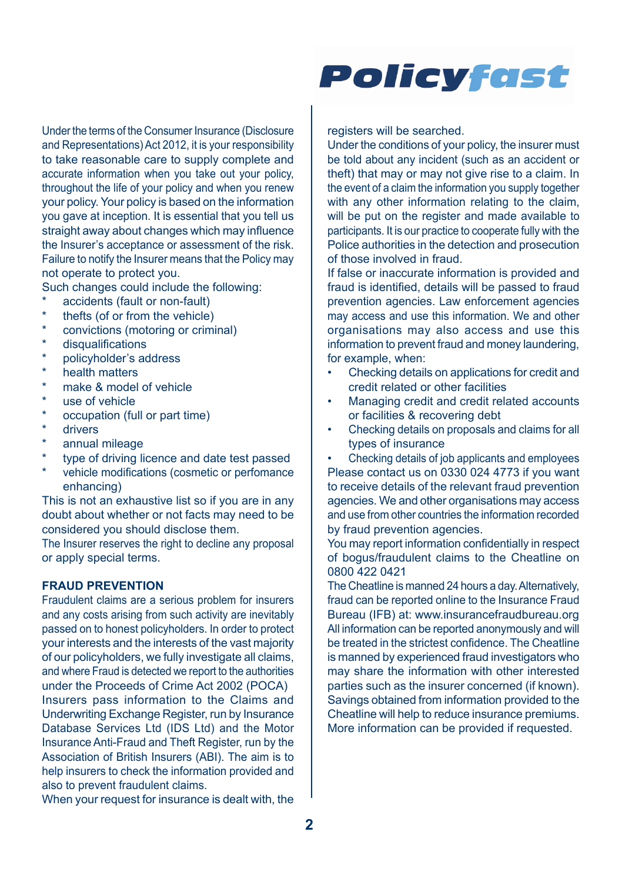Under the terms of the Consumer Insurance (Disclosure and Representations) Act 2012, it is your responsibility to take reasonable care to supply complete and accurate information when you take out your policy, throughout the life of your policy and when you renew your policy. Your policy is based on the information you gave at inception. It is essential that you tell us straight away about changes which may influence the Insurer's acceptance or assessment of the risk. Failure to notify the Insurer means that the Policy may not operate to protect you.

Such changes could include the following:

- accidents (fault or non-fault)
- thefts (of or from the vehicle)
- convictions (motoring or criminal)
- disqualifications
- policyholder's address
- health matters
- make & model of vehicle
- use of vehicle
- occupation (full or part time)
- drivers
- annual mileage
- type of driving licence and date test passed
- vehicle modifications (cosmetic or perfomance enhancing)

This is not an exhaustive list so if you are in any doubt about whether or not facts may need to be considered you should disclose them.

The Insurer reserves the right to decline any proposal or apply special terms.

## FRAUD PREVENTION

Fraudulent claims are a serious problem for insurers and any costs arising from such activity are inevitably passed on to honest policyholders. In order to protect your interests and the interests of the vast majority of our policyholders, we fully investigate all claims, and where Fraud is detected we report to the authorities under the Proceeds of Crime Act 2002 (POCA)

Insurers pass information to the Claims and Underwriting Exchange Register, run by Insurance Database Services Ltd (IDS Ltd) and the Motor Insurance Anti-Fraud and Theft Register, run by the Association of British Insurers (ABI). The aim is to help insurers to check the information provided and also to prevent fraudulent claims.

When your request for insurance is dealt with, the registers will be searched.

Under the conditions of your policy, the insurer must be told about any incident (such as an accident or theft) that may or may not give rise to a claim. In the event of a claim the information you supply together with any other information relating to the claim, will be put on the register and made available to participants. It is our practice to cooperate fully with the Police authorities in the detection and prosecution of those involved in fraud.

If false or inaccurate information is provided and fraud is identified, details will be passed to fraud prevention agencies. Law enforcement agencies may access and use this information. We and other organisations may also access and use this information to prevent fraud and money laundering, for example, when:

- Checking details on applications for credit and credit related or other facilities
- Managing credit and credit related accounts or facilities & recovering debt
- Checking details on proposals and claims for all types of insurance
- Checking details of job applicants and employees

Please contact us on 0330 024 4773 if you want to receive details of the relevant fraud prevention agencies. We and other organisations may access and use from other countries the information recorded by fraud prevention agencies.

You may report information confidentially in respect of bogus/fraudulent claims to the Cheatline on 0800 422 0421

The Cheatline is manned 24 hours a day. Alternatively, fraud can be reported online to the Insurance Fraud Bureau (IFB) at: www.insurancefraudbureau.org

All information can be reported anonymously and will be treated in the strictest confidence. The Cheatline is manned by experienced fraud investigators who may share the information with other interested parties such as the insurer concerned (if known). Savings obtained from information provided to the Cheatline will help to reduce insurance premiums. More information can be provided if requested.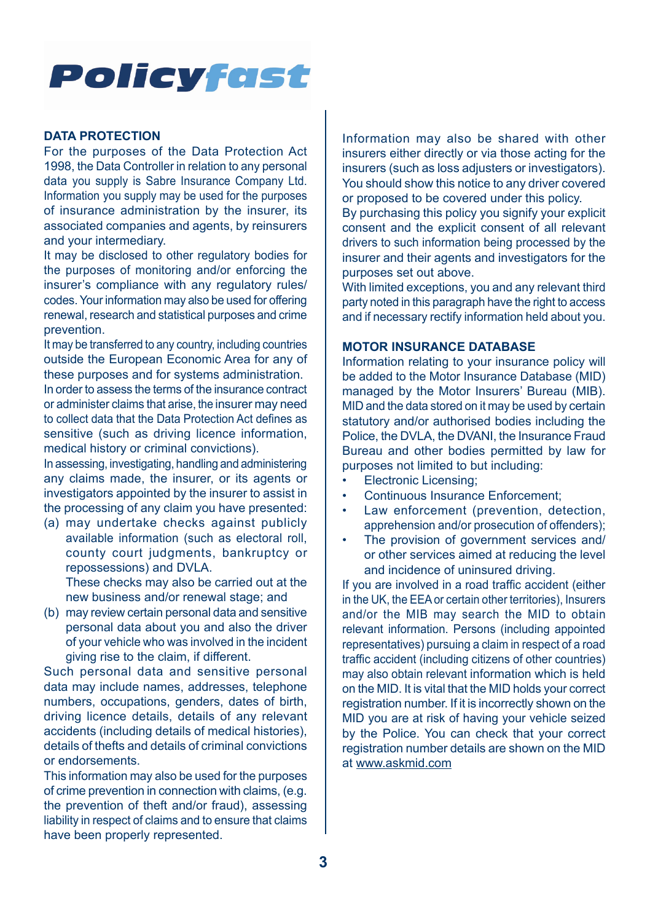Policyfast

## DATA PROTECTION

For the purposes of the Data Protection Act 1998, the Data Controller in relation to any personal data you supply is Sabre Insurance Company Ltd. Information you supply may be used for the purposes of insurance administration by the insurer, its associated companies and agents, by reinsurers and your intermediary.

It may be disclosed to other regulatory bodies for the purposes of monitoring and/or enforcing the insurer's compliance with any regulatory rules/codes. Your information may also be used for offering renewal, research and statistical purposes and crime prevention.

It may be transferred to any country, including countries outside the European Economic Area for any of these purposes and for systems administration.

In order to assess the terms of the insurance contract or administer claims that arise, the insurer may need to collect data that the Data Protection Act defines as sensitive (such as driving licence information, medical history or criminal convictions).

In assessing, investigating, handling and administering any claims made, the insurer, or its agents or investigators appointed by the insurer to assist in the processing of any claim you have presented:

(a) may undertake checks against publicly available information (such as electoral roll, county court judgments, bankruptcy or repossessions) and DVLA.
These checks may also be carried out at the new business and/or renewal stage; and

(b) may review certain personal data and sensitive personal data about you and also the driver of your vehicle who was involved in the incident giving rise to the claim, if different.

Such personal data and sensitive personal data may include names, addresses, telephone numbers, occupations, genders, dates of birth, driving licence details, details of any relevant accidents (including details of medical histories), details of thefts and details of criminal convictions or endorsements.

This information may also be used for the purposes of crime prevention in connection with claims, (e.g. the prevention of theft and/or fraud), assessing liability in respect of claims and to ensure that claims have been properly represented.

Information may also be shared with other insurers either directly or via those acting for the insurers (such as loss adjusters or investigators). You should show this notice to any driver covered or proposed to be covered under this policy.

By purchasing this policy you signify your explicit consent and the explicit consent of all relevant drivers to such information being processed by the insurer and their agents and investigators for the purposes set out above.

With limited exceptions, you and any relevant third party noted in this paragraph have the right to access and if necessary rectify information held about you.

## MOTOR INSURANCE DATABASE

Information relating to your insurance policy will be added to the Motor Insurance Database (MID) managed by the Motor Insurers' Bureau (MIB). MID and the data stored on it may be used by certain statutory and/or authorised bodies including the Police, the DVLA, the DVANI, the Insurance Fraud Bureau and other bodies permitted by law for purposes not limited to but including:

- Electronic Licensing;
- Continuous Insurance Enforcement;
- Law enforcement (prevention, detection, apprehension and/or prosecution of offenders);
- The provision of government services and/or other services aimed at reducing the level and incidence of uninsured driving.

If you are involved in a road traffic accident (either in the UK, the EEA or certain other territories), Insurers and/or the MIB may search the MID to obtain relevant information. Persons (including appointed representatives) pursuing a claim in respect of a road traffic accident (including citizens of other countries) may also obtain relevant information which is held on the MID. It is vital that the MID holds your correct registration number. If it is incorrectly shown on the MID you are at risk of having your vehicle seized by the Police. You can check that your correct registration number details are shown on the MID at www.askmid.com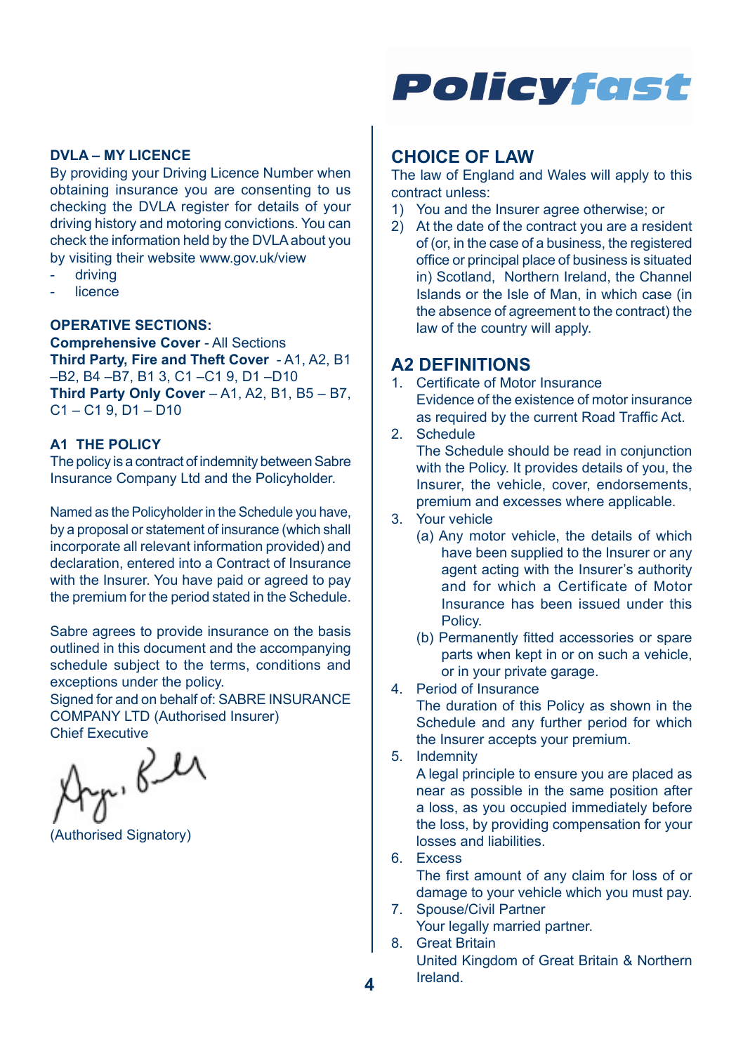### DVLA – MY LICENCE

By providing your Driving Licence Number when obtaining insurance you are consenting to us checking the DVLA register for details of your driving history and motoring convictions. You can check the information held by the DVLA about you by visiting their website www.gov.uk/view

- driving
- licence

### OPERATIVE SECTIONS:

**Comprehensive Cover** - All Sections
**Third Party, Fire and Theft Cover** - A1, A2, B1 –B2, B4 –B7, B1 3, C1 –C1 9, D1 –D10
**Third Party Only Cover** – A1, A2, B1, B5 – B7, C1 – C1 9, D1 – D10

### A1 THE POLICY

The policy is a contract of indemnity between Sabre Insurance Company Ltd and the Policyholder.

Named as the Policyholder in the Schedule you have, by a proposal or statement of insurance (which shall incorporate all relevant information provided) and declaration, entered into a Contract of Insurance with the Insurer. You have paid or agreed to pay the premium for the period stated in the Schedule.

Sabre agrees to provide insurance on the basis outlined in this document and the accompanying schedule subject to the terms, conditions and exceptions under the policy.
Signed for and on behalf of: SABRE INSURANCE COMPANY LTD (Authorised Insurer)
Chief Executive

(Authorised Signatory)

## CHOICE OF LAW

The law of England and Wales will apply to this contract unless:

1) You and the Insurer agree otherwise; or
2) At the date of the contract you are a resident of (or, in the case of a business, the registered office or principal place of business is situated in) Scotland, Northern Ireland, the Channel Islands or the Isle of Man, in which case (in the absence of agreement to the contract) the law of the country will apply.

## A2 DEFINITIONS

1. Certificate of Motor Insurance
   Evidence of the existence of motor insurance as required by the current Road Traffic Act.
2. Schedule
   The Schedule should be read in conjunction with the Policy. It provides details of you, the Insurer, the vehicle, cover, endorsements, premium and excesses where applicable.
3. Your vehicle
   (a) Any motor vehicle, the details of which have been supplied to the Insurer or any agent acting with the Insurer's authority and for which a Certificate of Motor Insurance has been issued under this Policy.
   (b) Permanently fitted accessories or spare parts when kept in or on such a vehicle, or in your private garage.
4. Period of Insurance
   The duration of this Policy as shown in the Schedule and any further period for which the Insurer accepts your premium.
5. Indemnity
   A legal principle to ensure you are placed as near as possible in the same position after a loss, as you occupied immediately before the loss, by providing compensation for your losses and liabilities.
6. Excess
   The first amount of any claim for loss of or damage to your vehicle which you must pay.
7. Spouse/Civil Partner
   Your legally married partner.
8. Great Britain
   United Kingdom of Great Britain & Northern Ireland.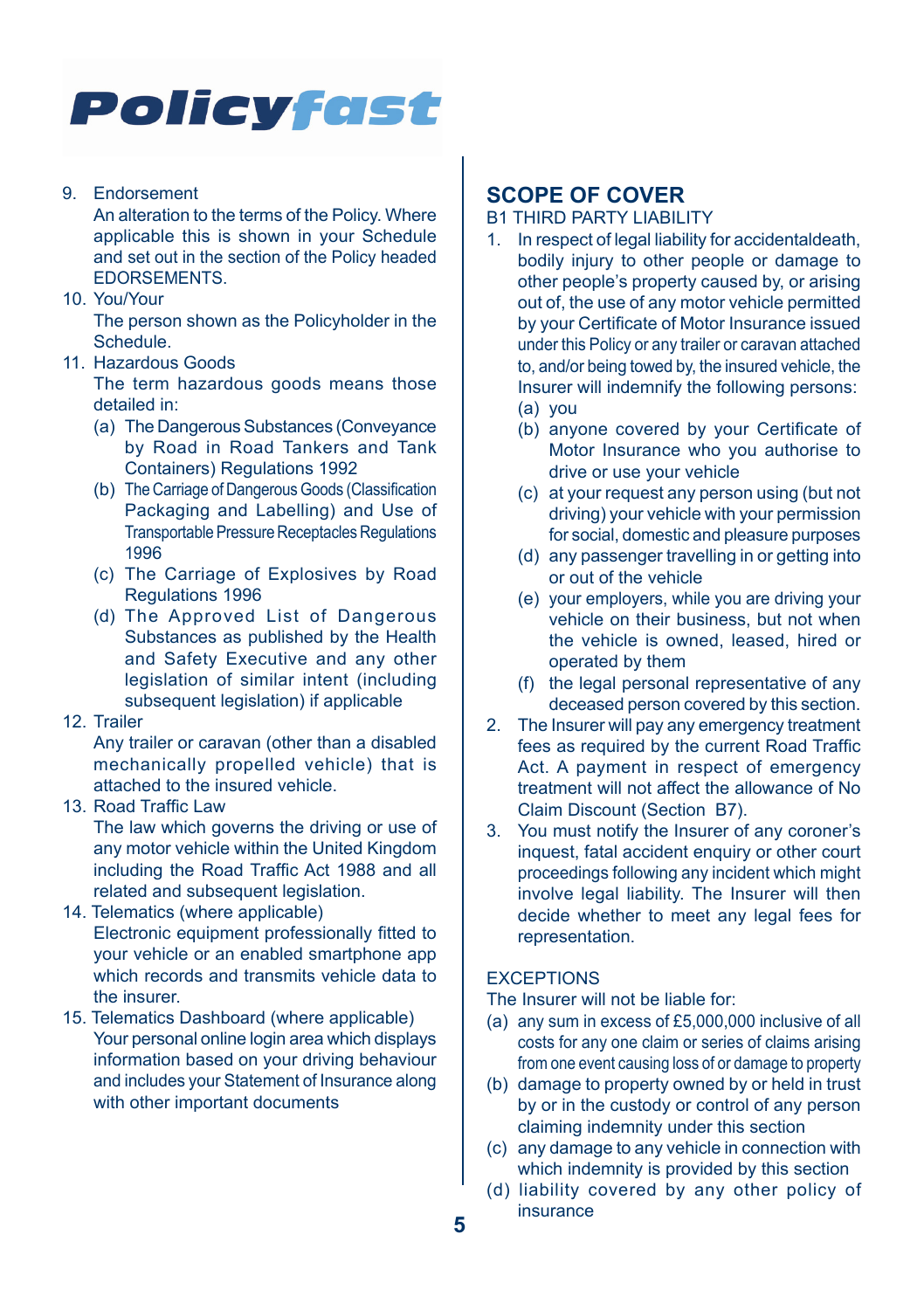9. Endorsement
   An alteration to the terms of the Policy. Where applicable this is shown in your Schedule and set out in the section of the Policy headed EDORSEMENTS.
10. You/Your
    The person shown as the Policyholder in the Schedule.
11. Hazardous Goods
    The term hazardous goods means those detailed in:
    (a) The Dangerous Substances (Conveyance by Road in Road Tankers and Tank Containers) Regulations 1992
    (b) The Carriage of Dangerous Goods (Classification Packaging and Labelling) and Use of Transportable Pressure Receptacles Regulations 1996
    (c) The Carriage of Explosives by Road Regulations 1996
    (d) The Approved List of Dangerous Substances as published by the Health and Safety Executive and any other legislation of similar intent (including subsequent legislation) if applicable
12. Trailer
    Any trailer or caravan (other than a disabled mechanically propelled vehicle) that is attached to the insured vehicle.
13. Road Traffic Law
    The law which governs the driving or use of any motor vehicle within the United Kingdom including the Road Traffic Act 1988 and all related and subsequent legislation.
14. Telematics (where applicable)
    Electronic equipment professionally fitted to your vehicle or an enabled smartphone app which records and transmits vehicle data to the insurer.
15. Telematics Dashboard (where applicable)
    Your personal online login area which displays information based on your driving behaviour and includes your Statement of Insurance along with other important documents

## SCOPE OF COVER

B1 THIRD PARTY LIABILITY

1. In respect of legal liability for accidentaldeath, bodily injury to other people or damage to other people's property caused by, or arising out of, the use of any motor vehicle permitted by your Certificate of Motor Insurance issued under this Policy or any trailer or caravan attached to, and/or being towed by, the insured vehicle, the Insurer will indemnify the following persons:
   (a) you
   (b) anyone covered by your Certificate of Motor Insurance who you authorise to drive or use your vehicle
   (c) at your request any person using (but not driving) your vehicle with your permission for social, domestic and pleasure purposes
   (d) any passenger travelling in or getting into or out of the vehicle
   (e) your employers, while you are driving your vehicle on their business, but not when the vehicle is owned, leased, hired or operated by them
   (f) the legal personal representative of any deceased person covered by this section.
2. The Insurer will pay any emergency treatment fees as required by the current Road Traffic Act. A payment in respect of emergency treatment will not affect the allowance of No Claim Discount (Section B7).
3. You must notify the Insurer of any coroner's inquest, fatal accident enquiry or other court proceedings following any incident which might involve legal liability. The Insurer will then decide whether to meet any legal fees for representation.

EXCEPTIONS

The Insurer will not be liable for:

(a) any sum in excess of £5,000,000 inclusive of all costs for any one claim or series of claims arising from one event causing loss of or damage to property
(b) damage to property owned by or held in trust by or in the custody or control of any person claiming indemnity under this section
(c) any damage to any vehicle in connection with which indemnity is provided by this section
(d) liability covered by any other policy of insurance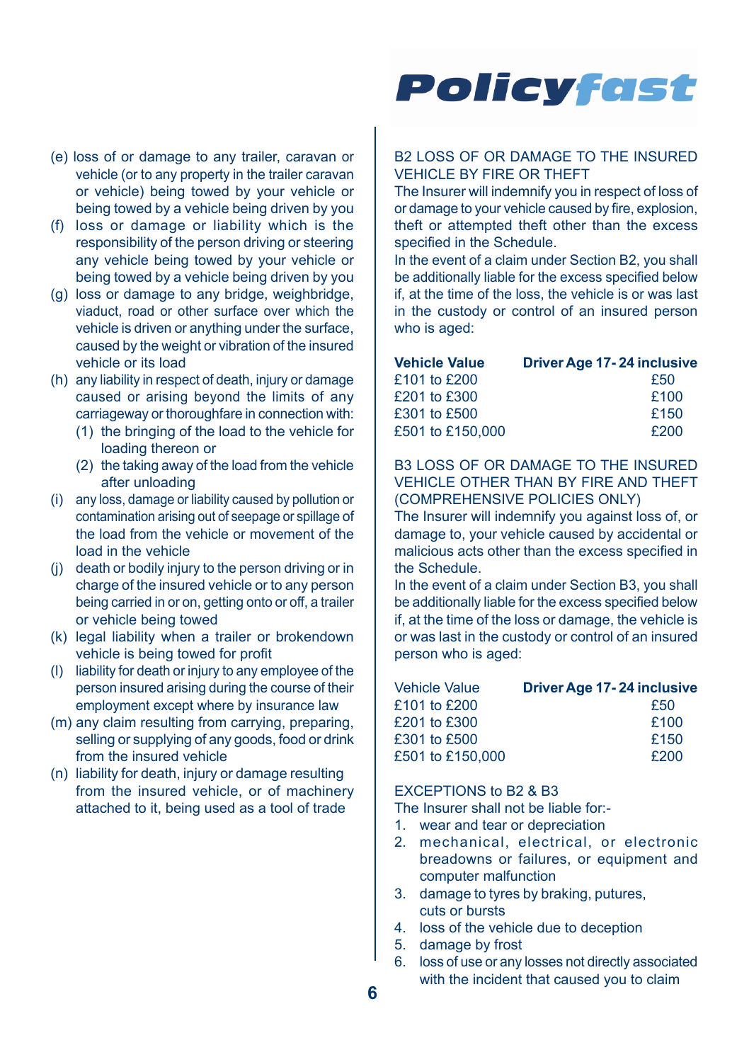(e) loss of or damage to any trailer, caravan or vehicle (or to any property in the trailer caravan or vehicle) being towed by your vehicle or being towed by a vehicle being driven by you

(f) loss or damage or liability which is the responsibility of the person driving or steering any vehicle being towed by your vehicle or being towed by a vehicle being driven by you

(g) loss or damage to any bridge, weighbridge, viaduct, road or other surface over which the vehicle is driven or anything under the surface, caused by the weight or vibration of the insured vehicle or its load

(h) any liability in respect of death, injury or damage caused or arising beyond the limits of any carriageway or thoroughfare in connection with:
   (1) the bringing of the load to the vehicle for loading thereon or
   (2) the taking away of the load from the vehicle after unloading

(i) any loss, damage or liability caused by pollution or contamination arising out of seepage or spillage of the load from the vehicle or movement of the load in the vehicle

(j) death or bodily injury to the person driving or in charge of the insured vehicle or to any person being carried in or on, getting onto or off, a trailer or vehicle being towed

(k) legal liability when a trailer or brokendown vehicle is being towed for profit

(l) liability for death or injury to any employee of the person insured arising during the course of their employment except where by insurance law

(m) any claim resulting from carrying, preparing, selling or supplying of any goods, food or drink from the insured vehicle

(n) liability for death, injury or damage resulting from the insured vehicle, or of machinery attached to it, being used as a tool of trade

## B2 LOSS OF OR DAMAGE TO THE INSURED VEHICLE BY FIRE OR THEFT

The Insurer will indemnify you in respect of loss of or damage to your vehicle caused by fire, explosion, theft or attempted theft other than the excess specified in the Schedule.

In the event of a claim under Section B2, you shall be additionally liable for the excess specified below if, at the time of the loss, the vehicle is or was last in the custody or control of an insured person who is aged:

| Vehicle Value | Driver Age 17- 24 inclusive |
|---|---|
| £101 to £200 | £50 |
| £201 to £300 | £100 |
| £301 to £500 | £150 |
| £501 to £150,000 | £200 |

## B3 LOSS OF OR DAMAGE TO THE INSURED VEHICLE OTHER THAN BY FIRE AND THEFT (COMPREHENSIVE POLICIES ONLY)

The Insurer will indemnify you against loss of, or damage to, your vehicle caused by accidental or malicious acts other than the excess specified in the Schedule.

In the event of a claim under Section B3, you shall be additionally liable for the excess specified below if, at the time of the loss or damage, the vehicle is or was last in the custody or control of an insured person who is aged:

| Vehicle Value | Driver Age 17- 24 inclusive |
|---|---|
| £101 to £200 | £50 |
| £201 to £300 | £100 |
| £301 to £500 | £150 |
| £501 to £150,000 | £200 |

## EXCEPTIONS to B2 & B3

The Insurer shall not be liable for:-

1. wear and tear or depreciation
2. mechanical, electrical, or electronic breadowns or failures, or equipment and computer malfunction
3. damage to tyres by braking, putures, cuts or bursts
4. loss of the vehicle due to deception
5. damage by frost
6. loss of use or any losses not directly associated with the incident that caused you to claim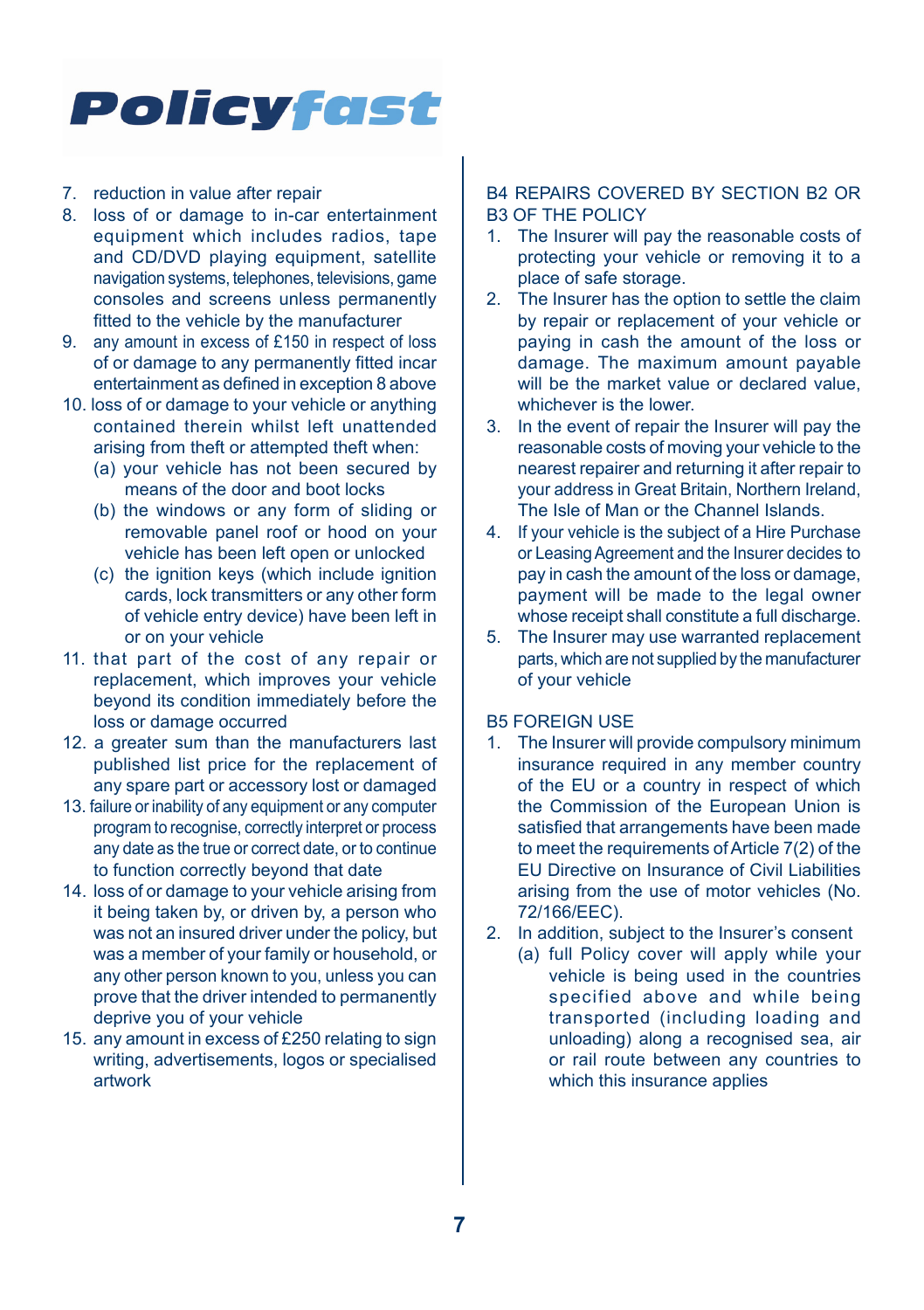7. reduction in value after repair
8. loss of or damage to in-car entertainment equipment which includes radios, tape and CD/DVD playing equipment, satellite navigation systems, telephones, televisions, game consoles and screens unless permanently fitted to the vehicle by the manufacturer
9. any amount in excess of £150 in respect of loss of or damage to any permanently fitted incar entertainment as defined in exception 8 above
10. loss of or damage to your vehicle or anything contained therein whilst left unattended arising from theft or attempted theft when:
    (a) your vehicle has not been secured by means of the door and boot locks
    (b) the windows or any form of sliding or removable panel roof or hood on your vehicle has been left open or unlocked
    (c) the ignition keys (which include ignition cards, lock transmitters or any other form of vehicle entry device) have been left in or on your vehicle
11. that part of the cost of any repair or replacement, which improves your vehicle beyond its condition immediately before the loss or damage occurred
12. a greater sum than the manufacturers last published list price for the replacement of any spare part or accessory lost or damaged
13. failure or inability of any equipment or any computer program to recognise, correctly interpret or process any date as the true or correct date, or to continue to function correctly beyond that date
14. loss of or damage to your vehicle arising from it being taken by, or driven by, a person who was not an insured driver under the policy, but was a member of your family or household, or any other person known to you, unless you can prove that the driver intended to permanently deprive you of your vehicle
15. any amount in excess of £250 relating to sign writing, advertisements, logos or specialised artwork

## B4 REPAIRS COVERED BY SECTION B2 OR B3 OF THE POLICY

1. The Insurer will pay the reasonable costs of protecting your vehicle or removing it to a place of safe storage.
2. The Insurer has the option to settle the claim by repair or replacement of your vehicle or paying in cash the amount of the loss or damage. The maximum amount payable will be the market value or declared value, whichever is the lower.
3. In the event of repair the Insurer will pay the reasonable costs of moving your vehicle to the nearest repairer and returning it after repair to your address in Great Britain, Northern Ireland, The Isle of Man or the Channel Islands.
4. If your vehicle is the subject of a Hire Purchase or Leasing Agreement and the Insurer decides to pay in cash the amount of the loss or damage, payment will be made to the legal owner whose receipt shall constitute a full discharge.
5. The Insurer may use warranted replacement parts, which are not supplied by the manufacturer of your vehicle

## B5 FOREIGN USE

1. The Insurer will provide compulsory minimum insurance required in any member country of the EU or a country in respect of which the Commission of the European Union is satisfied that arrangements have been made to meet the requirements of Article 7(2) of the EU Directive on Insurance of Civil Liabilities arising from the use of motor vehicles (No. 72/166/EEC).
2. In addition, subject to the Insurer's consent
    (a) full Policy cover will apply while your vehicle is being used in the countries specified above and while being transported (including loading and unloading) along a recognised sea, air or rail route between any countries to which this insurance applies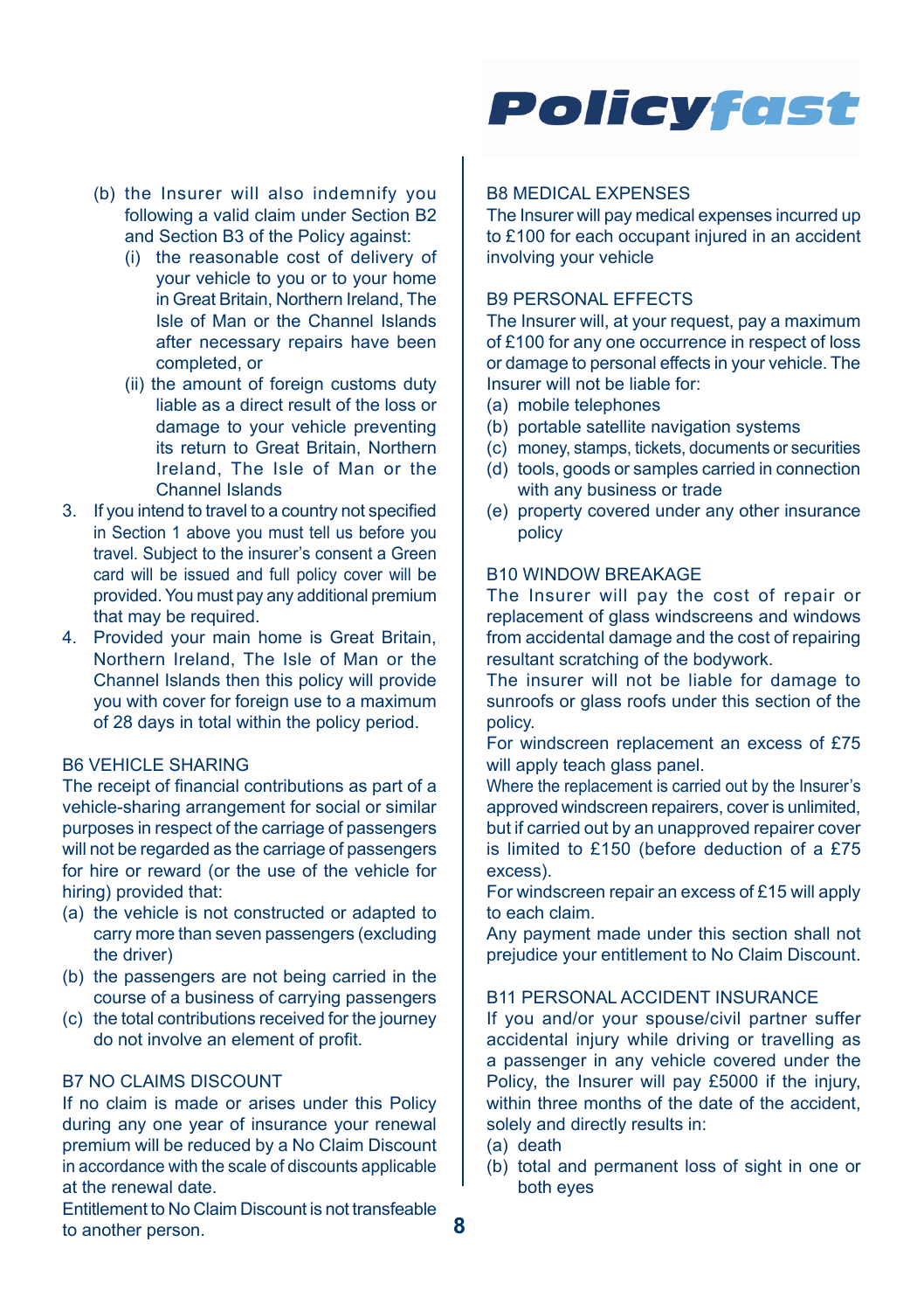(b) the Insurer will also indemnify you following a valid claim under Section B2 and Section B3 of the Policy against:
   (i) the reasonable cost of delivery of your vehicle to you or to your home in Great Britain, Northern Ireland, The Isle of Man or the Channel Islands after necessary repairs have been completed, or
   (ii) the amount of foreign customs duty liable as a direct result of the loss or damage to your vehicle preventing its return to Great Britain, Northern Ireland, The Isle of Man or the Channel Islands

3. If you intend to travel to a country not specified in Section 1 above you must tell us before you travel. Subject to the insurer's consent a Green card will be issued and full policy cover will be provided. You must pay any additional premium that may be required.
4. Provided your main home is Great Britain, Northern Ireland, The Isle of Man or the Channel Islands then this policy will provide you with cover for foreign use to a maximum of 28 days in total within the policy period.

### B6 VEHICLE SHARING

The receipt of financial contributions as part of a vehicle-sharing arrangement for social or similar purposes in respect of the carriage of passengers will not be regarded as the carriage of passengers for hire or reward (or the use of the vehicle for hiring) provided that:

(a) the vehicle is not constructed or adapted to carry more than seven passengers (excluding the driver)
(b) the passengers are not being carried in the course of a business of carrying passengers
(c) the total contributions received for the journey do not involve an element of profit.

### B7 NO CLAIMS DISCOUNT

If no claim is made or arises under this Policy during any one year of insurance your renewal premium will be reduced by a No Claim Discount in accordance with the scale of discounts applicable at the renewal date.

Entitlement to No Claim Discount is not transfeable to another person.

### B8 MEDICAL EXPENSES

The Insurer will pay medical expenses incurred up to £100 for each occupant injured in an accident involving your vehicle

### B9 PERSONAL EFFECTS

The Insurer will, at your request, pay a maximum of £100 for any one occurrence in respect of loss or damage to personal effects in your vehicle. The Insurer will not be liable for:

(a) mobile telephones
(b) portable satellite navigation systems
(c) money, stamps, tickets, documents or securities
(d) tools, goods or samples carried in connection with any business or trade
(e) property covered under any other insurance policy

### B10 WINDOW BREAKAGE

The Insurer will pay the cost of repair or replacement of glass windscreens and windows from accidental damage and the cost of repairing resultant scratching of the bodywork.

The insurer will not be liable for damage to sunroofs or glass roofs under this section of the policy.

For windscreen replacement an excess of £75 will apply teach glass panel.

Where the replacement is carried out by the Insurer's approved windscreen repairers, cover is unlimited, but if carried out by an unapproved repairer cover is limited to £150 (before deduction of a £75 excess).

For windscreen repair an excess of £15 will apply to each claim.

Any payment made under this section shall not prejudice your entitlement to No Claim Discount.

### B11 PERSONAL ACCIDENT INSURANCE

If you and/or your spouse/civil partner suffer accidental injury while driving or travelling as a passenger in any vehicle covered under the Policy, the Insurer will pay £5000 if the injury, within three months of the date of the accident, solely and directly results in:

(a) death
(b) total and permanent loss of sight in one or both eyes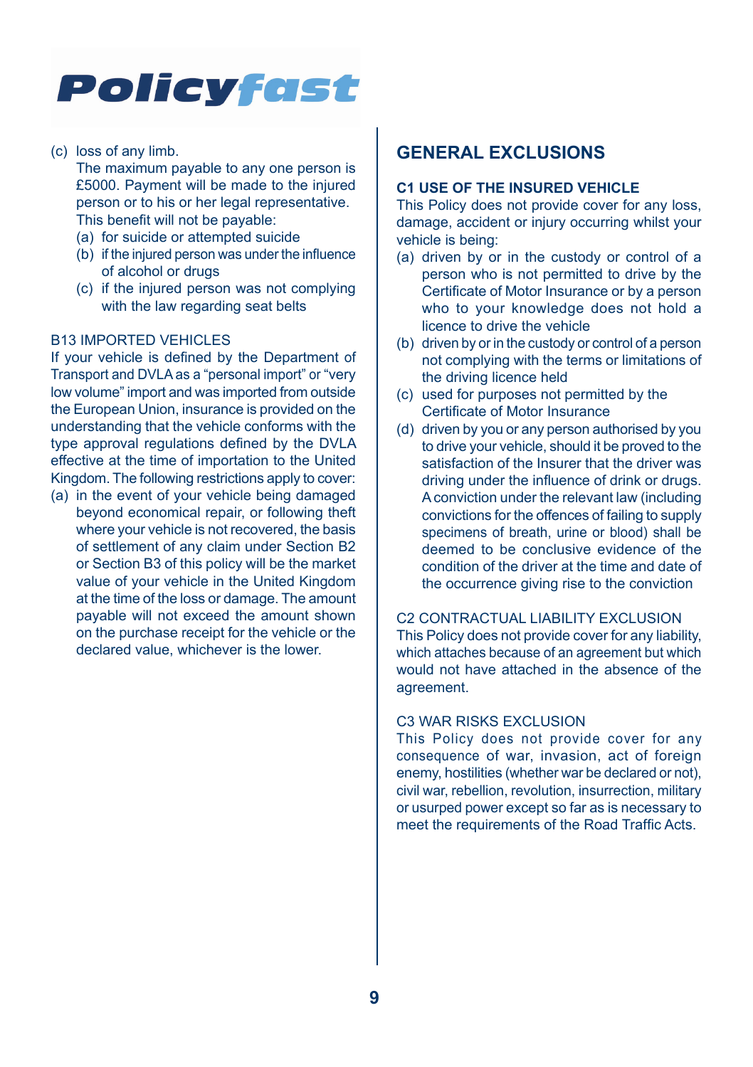(c) loss of any limb.

The maximum payable to any one person is £5000. Payment will be made to the injured person or to his or her legal representative.

This benefit will not be payable:

(a) for suicide or attempted suicide
(b) if the injured person was under the influence of alcohol or drugs
(c) if the injured person was not complying with the law regarding seat belts

### B13 IMPORTED VEHICLES

If your vehicle is defined by the Department of Transport and DVLA as a "personal import" or "very low volume" import and was imported from outside the European Union, insurance is provided on the understanding that the vehicle conforms with the type approval regulations defined by the DVLA effective at the time of importation to the United Kingdom. The following restrictions apply to cover:

(a) in the event of your vehicle being damaged beyond economical repair, or following theft where your vehicle is not recovered, the basis of settlement of any claim under Section B2 or Section B3 of this policy will be the market value of your vehicle in the United Kingdom at the time of the loss or damage. The amount payable will not exceed the amount shown on the purchase receipt for the vehicle or the declared value, whichever is the lower.

## GENERAL EXCLUSIONS

### C1 USE OF THE INSURED VEHICLE

This Policy does not provide cover for any loss, damage, accident or injury occurring whilst your vehicle is being:

(a) driven by or in the custody or control of a person who is not permitted to drive by the Certificate of Motor Insurance or by a person who to your knowledge does not hold a licence to drive the vehicle
(b) driven by or in the custody or control of a person not complying with the terms or limitations of the driving licence held
(c) used for purposes not permitted by the Certificate of Motor Insurance
(d) driven by you or any person authorised by you to drive your vehicle, should it be proved to the satisfaction of the Insurer that the driver was driving under the influence of drink or drugs. A conviction under the relevant law (including convictions for the offences of failing to supply specimens of breath, urine or blood) shall be deemed to be conclusive evidence of the condition of the driver at the time and date of the occurrence giving rise to the conviction

### C2 CONTRACTUAL LIABILITY EXCLUSION

This Policy does not provide cover for any liability, which attaches because of an agreement but which would not have attached in the absence of the agreement.

### C3 WAR RISKS EXCLUSION

This Policy does not provide cover for any consequence of war, invasion, act of foreign enemy, hostilities (whether war be declared or not), civil war, rebellion, revolution, insurrection, military or usurped power except so far as is necessary to meet the requirements of the Road Traffic Acts.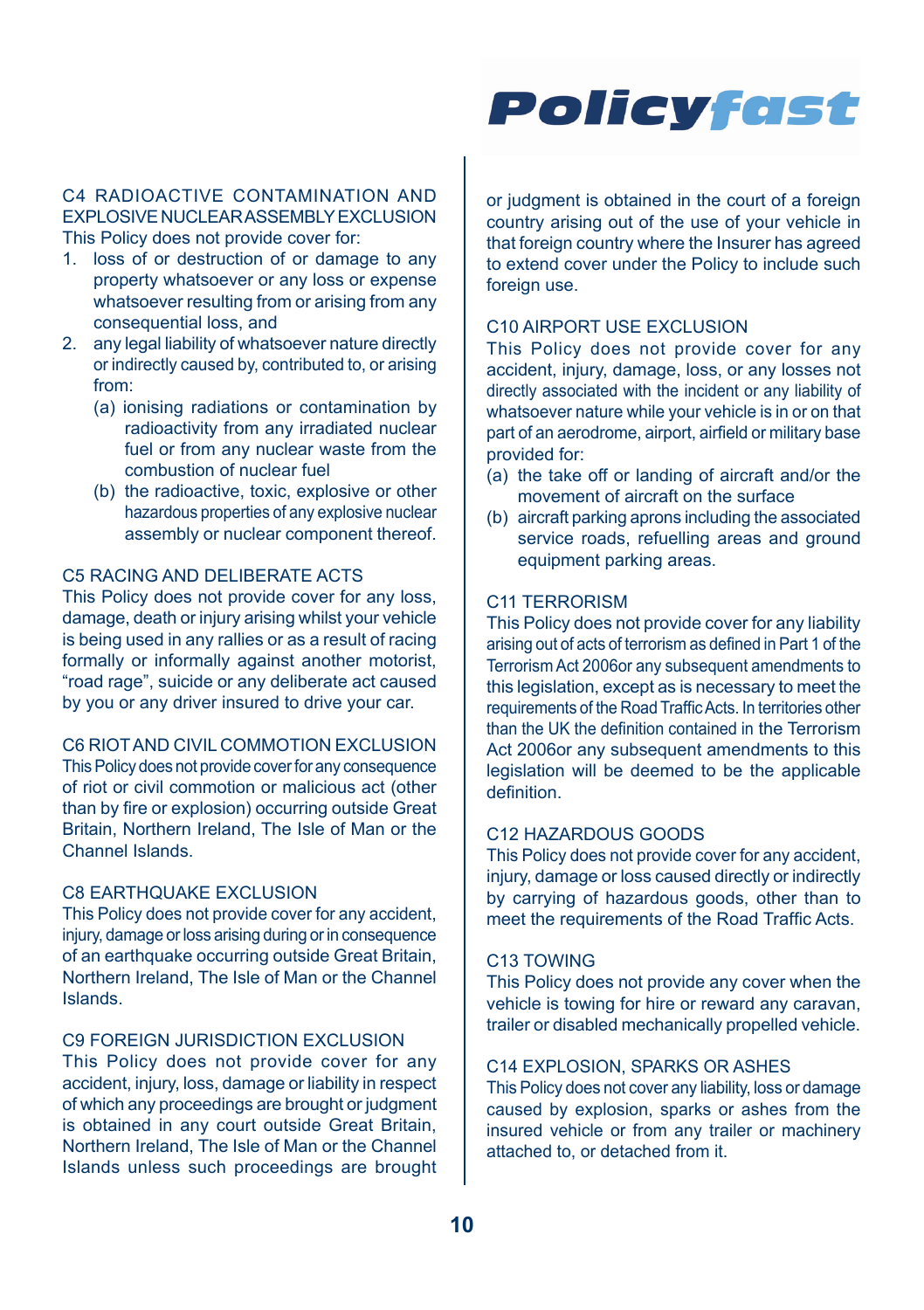### C4 RADIOACTIVE CONTAMINATION AND EXPLOSIVE NUCLEAR ASSEMBLY EXCLUSION

This Policy does not provide cover for:

1. loss of or destruction of or damage to any property whatsoever or any loss or expense whatsoever resulting from or arising from any consequential loss, and
2. any legal liability of whatsoever nature directly or indirectly caused by, contributed to, or arising from:
   (a) ionising radiations or contamination by radioactivity from any irradiated nuclear fuel or from any nuclear waste from the combustion of nuclear fuel
   (b) the radioactive, toxic, explosive or other hazardous properties of any explosive nuclear assembly or nuclear component thereof.

### C5 RACING AND DELIBERATE ACTS

This Policy does not provide cover for any loss, damage, death or injury arising whilst your vehicle is being used in any rallies or as a result of racing formally or informally against another motorist, "road rage", suicide or any deliberate act caused by you or any driver insured to drive your car.

### C6 RIOT AND CIVIL COMMOTION EXCLUSION

This Policy does not provide cover for any consequence of riot or civil commotion or malicious act (other than by fire or explosion) occurring outside Great Britain, Northern Ireland, The Isle of Man or the Channel Islands.

### C8 EARTHQUAKE EXCLUSION

This Policy does not provide cover for any accident, injury, damage or loss arising during or in consequence of an earthquake occurring outside Great Britain, Northern Ireland, The Isle of Man or the Channel Islands.

### C9 FOREIGN JURISDICTION EXCLUSION

This Policy does not provide cover for any accident, injury, loss, damage or liability in respect of which any proceedings are brought or judgment is obtained in any court outside Great Britain, Northern Ireland, The Isle of Man or the Channel Islands unless such proceedings are brought or judgment is obtained in the court of a foreign country arising out of the use of your vehicle in that foreign country where the Insurer has agreed to extend cover under the Policy to include such foreign use.

### C10 AIRPORT USE EXCLUSION

This Policy does not provide cover for any accident, injury, damage, loss, or any losses not directly associated with the incident or any liability of whatsoever nature while your vehicle is in or on that part of an aerodrome, airport, airfield or military base provided for:

(a) the take off or landing of aircraft and/or the movement of aircraft on the surface
(b) aircraft parking aprons including the associated service roads, refuelling areas and ground equipment parking areas.

### C11 TERRORISM

This Policy does not provide cover for any liability arising out of acts of terrorism as defined in Part 1 of the Terrorism Act 2006or any subsequent amendments to this legislation, except as is necessary to meet the requirements of the Road Traffic Acts. In territories other than the UK the definition contained in the Terrorism Act 2006or any subsequent amendments to this legislation will be deemed to be the applicable definition.

### C12 HAZARDOUS GOODS

This Policy does not provide cover for any accident, injury, damage or loss caused directly or indirectly by carrying of hazardous goods, other than to meet the requirements of the Road Traffic Acts.

### C13 TOWING

This Policy does not provide any cover when the vehicle is towing for hire or reward any caravan, trailer or disabled mechanically propelled vehicle.

### C14 EXPLOSION, SPARKS OR ASHES

This Policy does not cover any liability, loss or damage caused by explosion, sparks or ashes from the insured vehicle or from any trailer or machinery attached to, or detached from it.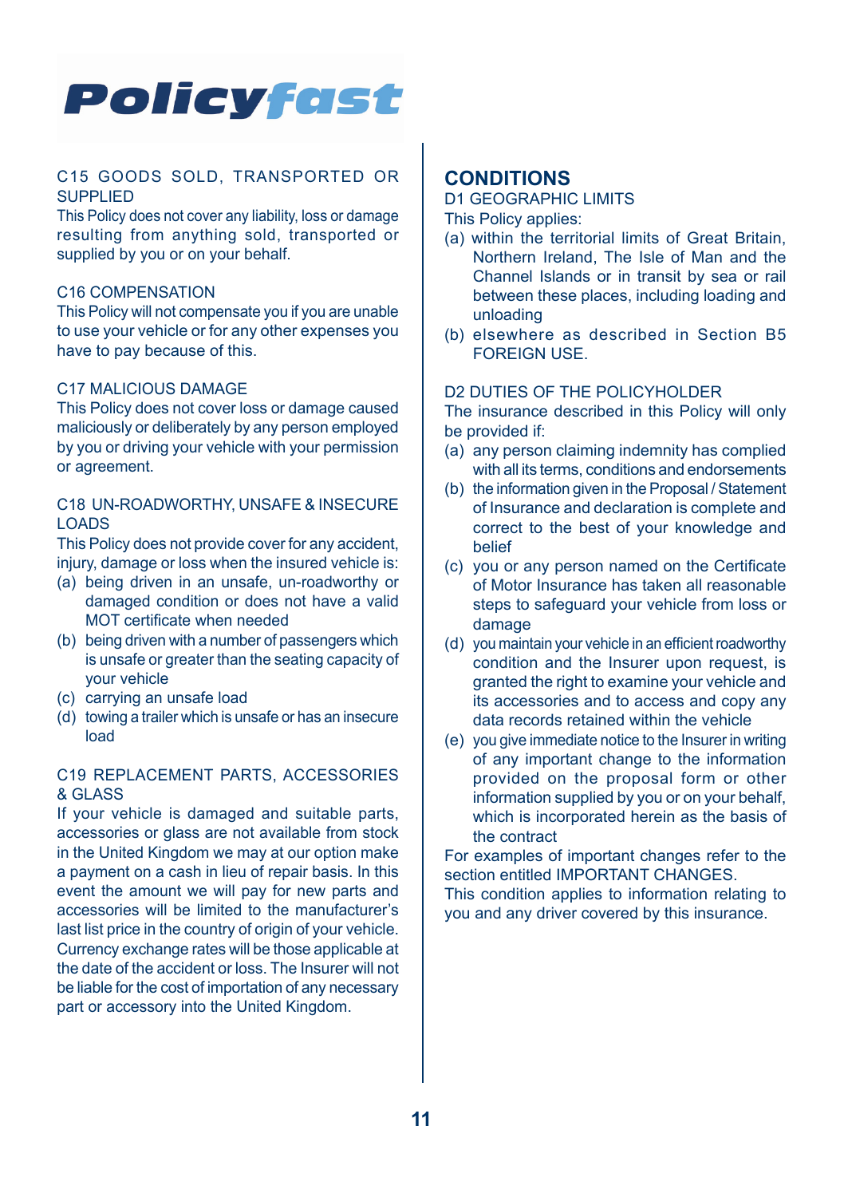### C15 GOODS SOLD, TRANSPORTED OR SUPPLIED

This Policy does not cover any liability, loss or damage resulting from anything sold, transported or supplied by you or on your behalf.

### C16 COMPENSATION

This Policy will not compensate you if you are unable to use your vehicle or for any other expenses you have to pay because of this.

### C17 MALICIOUS DAMAGE

This Policy does not cover loss or damage caused maliciously or deliberately by any person employed by you or driving your vehicle with your permission or agreement.

### C18 UN-ROADWORTHY, UNSAFE & INSECURE LOADS

This Policy does not provide cover for any accident, injury, damage or loss when the insured vehicle is:

(a) being driven in an unsafe, un-roadworthy or damaged condition or does not have a valid MOT certificate when needed
(b) being driven with a number of passengers which is unsafe or greater than the seating capacity of your vehicle
(c) carrying an unsafe load
(d) towing a trailer which is unsafe or has an insecure load

### C19 REPLACEMENT PARTS, ACCESSORIES & GLASS

If your vehicle is damaged and suitable parts, accessories or glass are not available from stock in the United Kingdom we may at our option make a payment on a cash in lieu of repair basis. In this event the amount we will pay for new parts and accessories will be limited to the manufacturer's last list price in the country of origin of your vehicle. Currency exchange rates will be those applicable at the date of the accident or loss. The Insurer will not be liable for the cost of importation of any necessary part or accessory into the United Kingdom.

## CONDITIONS

### D1 GEOGRAPHIC LIMITS

This Policy applies:

(a) within the territorial limits of Great Britain, Northern Ireland, The Isle of Man and the Channel Islands or in transit by sea or rail between these places, including loading and unloading
(b) elsewhere as described in Section B5 FOREIGN USE.

### D2 DUTIES OF THE POLICYHOLDER

The insurance described in this Policy will only be provided if:

(a) any person claiming indemnity has complied with all its terms, conditions and endorsements
(b) the information given in the Proposal / Statement of Insurance and declaration is complete and correct to the best of your knowledge and belief
(c) you or any person named on the Certificate of Motor Insurance has taken all reasonable steps to safeguard your vehicle from loss or damage
(d) you maintain your vehicle in an efficient roadworthy condition and the Insurer upon request, is granted the right to examine your vehicle and its accessories and to access and copy any data records retained within the vehicle
(e) you give immediate notice to the Insurer in writing of any important change to the information provided on the proposal form or other information supplied by you or on your behalf, which is incorporated herein as the basis of the contract

For examples of important changes refer to the section entitled IMPORTANT CHANGES.

This condition applies to information relating to you and any driver covered by this insurance.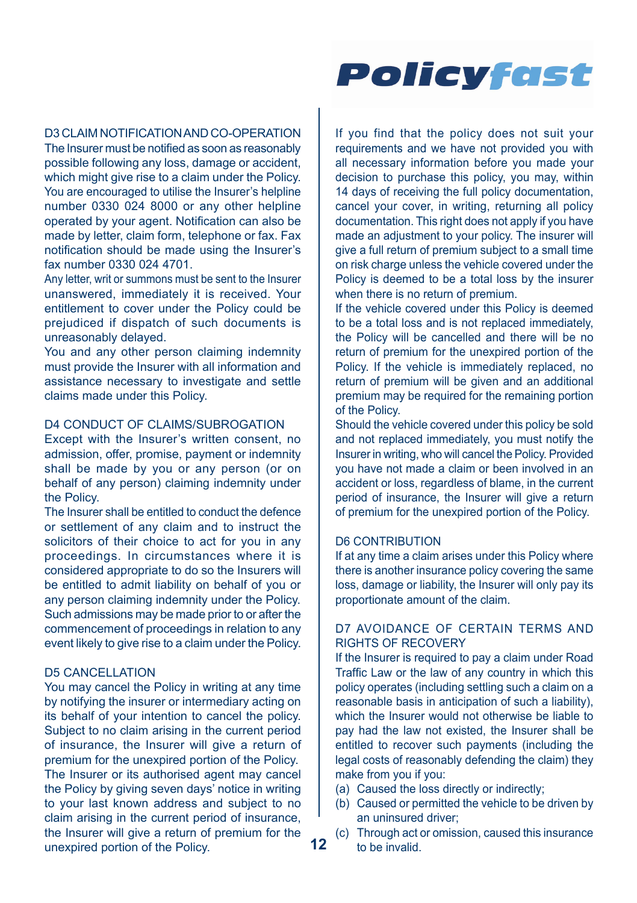### D3 CLAIM NOTIFICATION AND CO-OPERATION

The Insurer must be notified as soon as reasonably possible following any loss, damage or accident, which might give rise to a claim under the Policy. You are encouraged to utilise the Insurer's helpline number 0330 024 8000 or any other helpline operated by your agent. Notification can also be made by letter, claim form, telephone or fax. Fax notification should be made using the Insurer's fax number 0330 024 4701.

Any letter, writ or summons must be sent to the Insurer unanswered, immediately it is received. Your entitlement to cover under the Policy could be prejudiced if dispatch of such documents is unreasonably delayed.

You and any other person claiming indemnity must provide the Insurer with all information and assistance necessary to investigate and settle claims made under this Policy.

### D4 CONDUCT OF CLAIMS/SUBROGATION

Except with the Insurer's written consent, no admission, offer, promise, payment or indemnity shall be made by you or any person (or on behalf of any person) claiming indemnity under the Policy.

The Insurer shall be entitled to conduct the defence or settlement of any claim and to instruct the solicitors of their choice to act for you in any proceedings. In circumstances where it is considered appropriate to do so the Insurers will be entitled to admit liability on behalf of you or any person claiming indemnity under the Policy. Such admissions may be made prior to or after the commencement of proceedings in relation to any event likely to give rise to a claim under the Policy.

### D5 CANCELLATION

You may cancel the Policy in writing at any time by notifying the insurer or intermediary acting on its behalf of your intention to cancel the policy. Subject to no claim arising in the current period of insurance, the Insurer will give a return of premium for the unexpired portion of the Policy.

The Insurer or its authorised agent may cancel the Policy by giving seven days' notice in writing to your last known address and subject to no claim arising in the current period of insurance, the Insurer will give a return of premium for the unexpired portion of the Policy.

If you find that the policy does not suit your requirements and we have not provided you with all necessary information before you made your decision to purchase this policy, you may, within 14 days of receiving the full policy documentation, cancel your cover, in writing, returning all policy documentation. This right does not apply if you have made an adjustment to your policy. The insurer will give a full return of premium subject to a small time on risk charge unless the vehicle covered under the Policy is deemed to be a total loss by the insurer when there is no return of premium.

If the vehicle covered under this Policy is deemed to be a total loss and is not replaced immediately, the Policy will be cancelled and there will be no return of premium for the unexpired portion of the Policy. If the vehicle is immediately replaced, no return of premium will be given and an additional premium may be required for the remaining portion of the Policy.

Should the vehicle covered under this policy be sold and not replaced immediately, you must notify the Insurer in writing, who will cancel the Policy. Provided you have not made a claim or been involved in an accident or loss, regardless of blame, in the current period of insurance, the Insurer will give a return of premium for the unexpired portion of the Policy.

### D6 CONTRIBUTION

If at any time a claim arises under this Policy where there is another insurance policy covering the same loss, damage or liability, the Insurer will only pay its proportionate amount of the claim.

### D7 AVOIDANCE OF CERTAIN TERMS AND RIGHTS OF RECOVERY

If the Insurer is required to pay a claim under Road Traffic Law or the law of any country in which this policy operates (including settling such a claim on a reasonable basis in anticipation of such a liability), which the Insurer would not otherwise be liable to pay had the law not existed, the Insurer shall be entitled to recover such payments (including the legal costs of reasonably defending the claim) they make from you if you:

(a) Caused the loss directly or indirectly;
(b) Caused or permitted the vehicle to be driven by an uninsured driver;
(c) Through act or omission, caused this insurance to be invalid.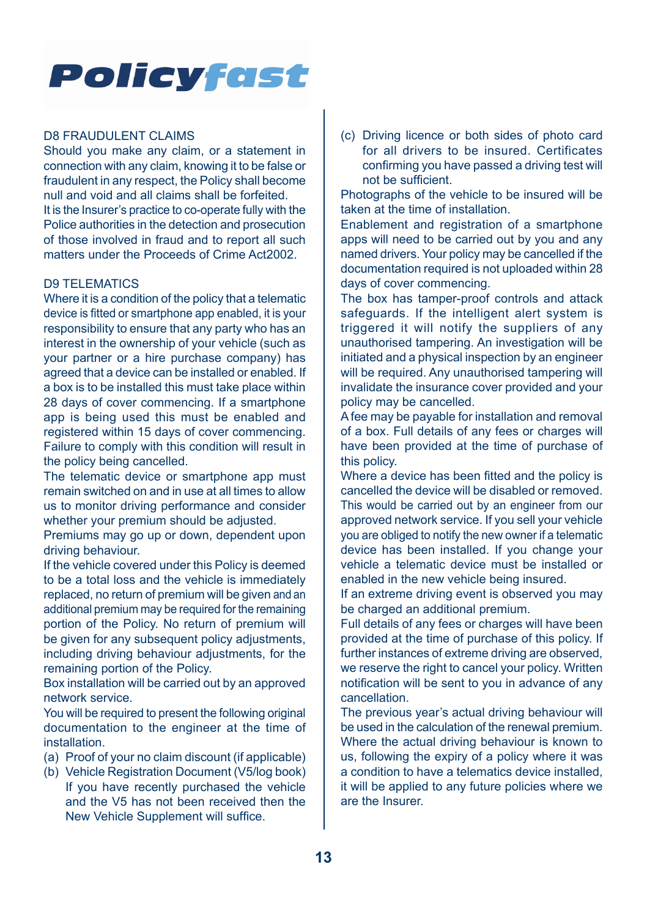### D8 FRAUDULENT CLAIMS

Should you make any claim, or a statement in connection with any claim, knowing it to be false or fraudulent in any respect, the Policy shall become null and void and all claims shall be forfeited.

It is the Insurer's practice to co-operate fully with the Police authorities in the detection and prosecution of those involved in fraud and to report all such matters under the Proceeds of Crime Act2002.

### D9 TELEMATICS

Where it is a condition of the policy that a telematic device is fitted or smartphone app enabled, it is your responsibility to ensure that any party who has an interest in the ownership of your vehicle (such as your partner or a hire purchase company) has agreed that a device can be installed or enabled. If a box is to be installed this must take place within 28 days of cover commencing. If a smartphone app is being used this must be enabled and registered within 15 days of cover commencing. Failure to comply with this condition will result in the policy being cancelled.

The telematic device or smartphone app must remain switched on and in use at all times to allow us to monitor driving performance and consider whether your premium should be adjusted.

Premiums may go up or down, dependent upon driving behaviour.

If the vehicle covered under this Policy is deemed to be a total loss and the vehicle is immediately replaced, no return of premium will be given and an additional premium may be required for the remaining portion of the Policy. No return of premium will be given for any subsequent policy adjustments, including driving behaviour adjustments, for the remaining portion of the Policy.

Box installation will be carried out by an approved network service.

You will be required to present the following original documentation to the engineer at the time of installation.

(a) Proof of your no claim discount (if applicable)

(b) Vehicle Registration Document (V5/log book) If you have recently purchased the vehicle and the V5 has not been received then the New Vehicle Supplement will suffice.

(c) Driving licence or both sides of photo card for all drivers to be insured. Certificates confirming you have passed a driving test will not be sufficient.

Photographs of the vehicle to be insured will be taken at the time of installation.

Enablement and registration of a smartphone apps will need to be carried out by you and any named drivers. Your policy may be cancelled if the documentation required is not uploaded within 28 days of cover commencing.

The box has tamper-proof controls and attack safeguards. If the intelligent alert system is triggered it will notify the suppliers of any unauthorised tampering. An investigation will be initiated and a physical inspection by an engineer will be required. Any unauthorised tampering will invalidate the insurance cover provided and your policy may be cancelled.

A fee may be payable for installation and removal of a box. Full details of any fees or charges will have been provided at the time of purchase of this policy.

Where a device has been fitted and the policy is cancelled the device will be disabled or removed. This would be carried out by an engineer from our approved network service. If you sell your vehicle you are obliged to notify the new owner if a telematic device has been installed. If you change your vehicle a telematic device must be installed or enabled in the new vehicle being insured.

If an extreme driving event is observed you may be charged an additional premium.

Full details of any fees or charges will have been provided at the time of purchase of this policy. If further instances of extreme driving are observed, we reserve the right to cancel your policy. Written notification will be sent to you in advance of any cancellation.

The previous year's actual driving behaviour will be used in the calculation of the renewal premium. Where the actual driving behaviour is known to us, following the expiry of a policy where it was a condition to have a telematics device installed, it will be applied to any future policies where we are the Insurer.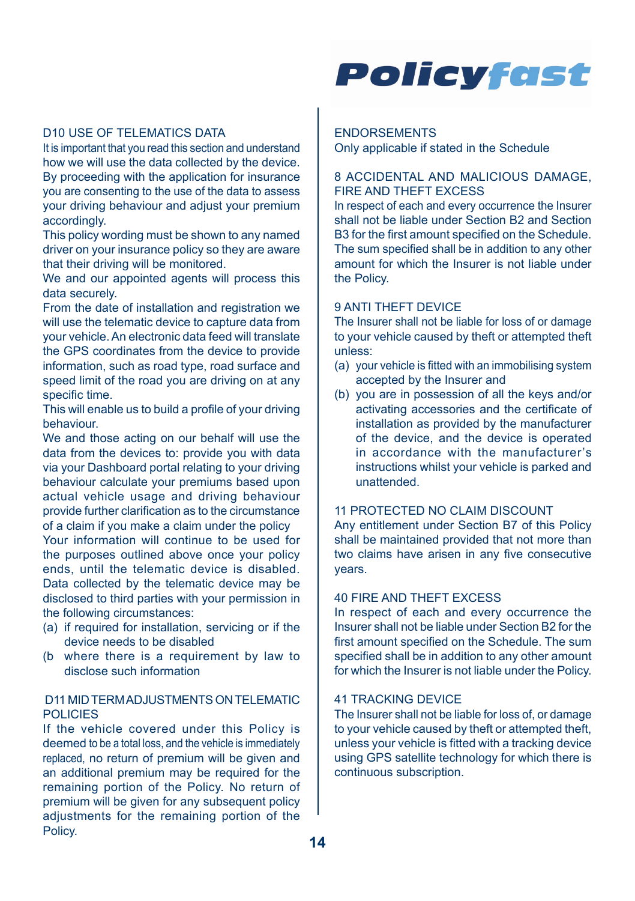## D10 USE OF TELEMATICS DATA

It is important that you read this section and understand how we will use the data collected by the device. By proceeding with the application for insurance you are consenting to the use of the data to assess your driving behaviour and adjust your premium accordingly.

This policy wording must be shown to any named driver on your insurance policy so they are aware that their driving will be monitored.

We and our appointed agents will process this data securely.

From the date of installation and registration we will use the telematic device to capture data from your vehicle. An electronic data feed will translate the GPS coordinates from the device to provide information, such as road type, road surface and speed limit of the road you are driving on at any specific time.

This will enable us to build a profile of your driving behaviour.

We and those acting on our behalf will use the data from the devices to: provide you with data via your Dashboard portal relating to your driving behaviour calculate your premiums based upon actual vehicle usage and driving behaviour provide further clarification as to the circumstance of a claim if you make a claim under the policy

Your information will continue to be used for the purposes outlined above once your policy ends, until the telematic device is disabled.

Data collected by the telematic device may be disclosed to third parties with your permission in the following circumstances:

(a) if required for installation, servicing or if the device needs to be disabled

(b where there is a requirement by law to disclose such information

## D11 MID TERM ADJUSTMENTS ON TELEMATIC POLICIES

If the vehicle covered under this Policy is deemed to be a total loss, and the vehicle is immediately replaced, no return of premium will be given and an additional premium may be required for the remaining portion of the Policy. No return of premium will be given for any subsequent policy adjustments for the remaining portion of the Policy.

## ENDORSEMENTS

Only applicable if stated in the Schedule

### 8 ACCIDENTAL AND MALICIOUS DAMAGE, FIRE AND THEFT EXCESS

In respect of each and every occurrence the Insurer shall not be liable under Section B2 and Section B3 for the first amount specified on the Schedule. The sum specified shall be in addition to any other amount for which the Insurer is not liable under the Policy.

### 9 ANTI THEFT DEVICE

The Insurer shall not be liable for loss of or damage to your vehicle caused by theft or attempted theft unless:

(a) your vehicle is fitted with an immobilising system accepted by the Insurer and

(b) you are in possession of all the keys and/or activating accessories and the certificate of installation as provided by the manufacturer of the device, and the device is operated in accordance with the manufacturer's instructions whilst your vehicle is parked and unattended.

### 11 PROTECTED NO CLAIM DISCOUNT

Any entitlement under Section B7 of this Policy shall be maintained provided that not more than two claims have arisen in any five consecutive years.

### 40 FIRE AND THEFT EXCESS

In respect of each and every occurrence the Insurer shall not be liable under Section B2 for the first amount specified on the Schedule. The sum specified shall be in addition to any other amount for which the Insurer is not liable under the Policy.

### 41 TRACKING DEVICE

The Insurer shall not be liable for loss of, or damage to your vehicle caused by theft or attempted theft, unless your vehicle is fitted with a tracking device using GPS satellite technology for which there is continuous subscription.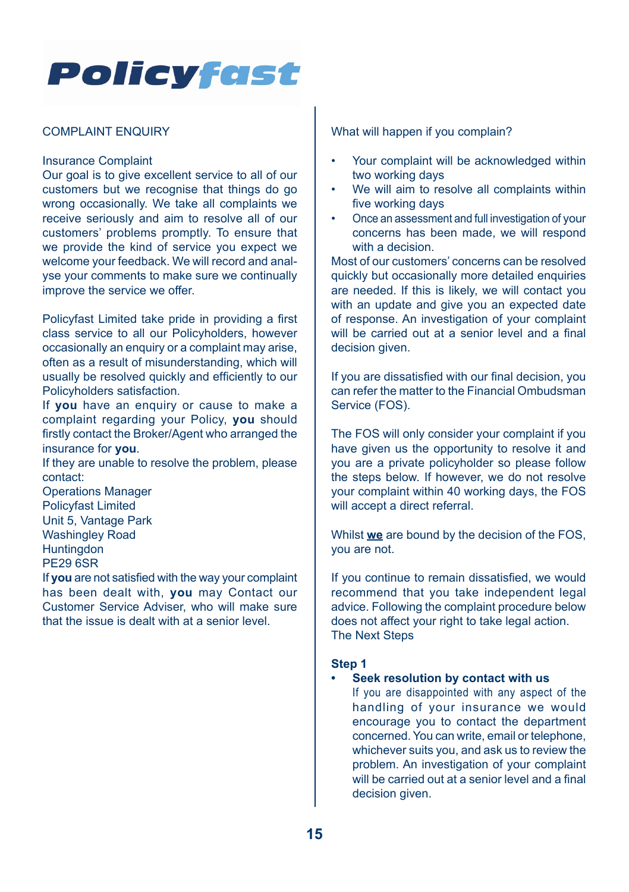# Policyfast

COMPLAINT ENQUIRY

Insurance Complaint
Our goal is to give excellent service to all of our customers but we recognise that things do go wrong occasionally. We take all complaints we receive seriously and aim to resolve all of our customers' problems promptly. To ensure that we provide the kind of service you expect we welcome your feedback. We will record and analyse your comments to make sure we continually improve the service we offer.

Policyfast Limited take pride in providing a first class service to all our Policyholders, however occasionally an enquiry or a complaint may arise, often as a result of misunderstanding, which will usually be resolved quickly and efficiently to our Policyholders satisfaction.
If **you** have an enquiry or cause to make a complaint regarding your Policy, **you** should firstly contact the Broker/Agent who arranged the insurance for **you**.
If they are unable to resolve the problem, please contact:
Operations Manager
Policyfast Limited
Unit 5, Vantage Park
Washingley Road
Huntingdon
PE29 6SR
If **you** are not satisfied with the way your complaint has been dealt with, **you** may Contact our Customer Service Adviser, who will make sure that the issue is dealt with at a senior level.

What will happen if you complain?

- Your complaint will be acknowledged within two working days
- We will aim to resolve all complaints within five working days
- Once an assessment and full investigation of your concerns has been made, we will respond with a decision.

Most of our customers' concerns can be resolved quickly but occasionally more detailed enquiries are needed. If this is likely, we will contact you with an update and give you an expected date of response. An investigation of your complaint will be carried out at a senior level and a final decision given.

If you are dissatisfied with our final decision, you can refer the matter to the Financial Ombudsman Service (FOS).

The FOS will only consider your complaint if you have given us the opportunity to resolve it and you are a private policyholder so please follow the steps below. If however, we do not resolve your complaint within 40 working days, the FOS will accept a direct referral.

Whilst **we** are bound by the decision of the FOS, you are not.

If you continue to remain dissatisfied, we would recommend that you take independent legal advice. Following the complaint procedure below does not affect your right to take legal action.
The Next Steps

**Step 1**

- **Seek resolution by contact with us**
  If you are disappointed with any aspect of the handling of your insurance we would encourage you to contact the department concerned. You can write, email or telephone, whichever suits you, and ask us to review the problem. An investigation of your complaint will be carried out at a senior level and a final decision given.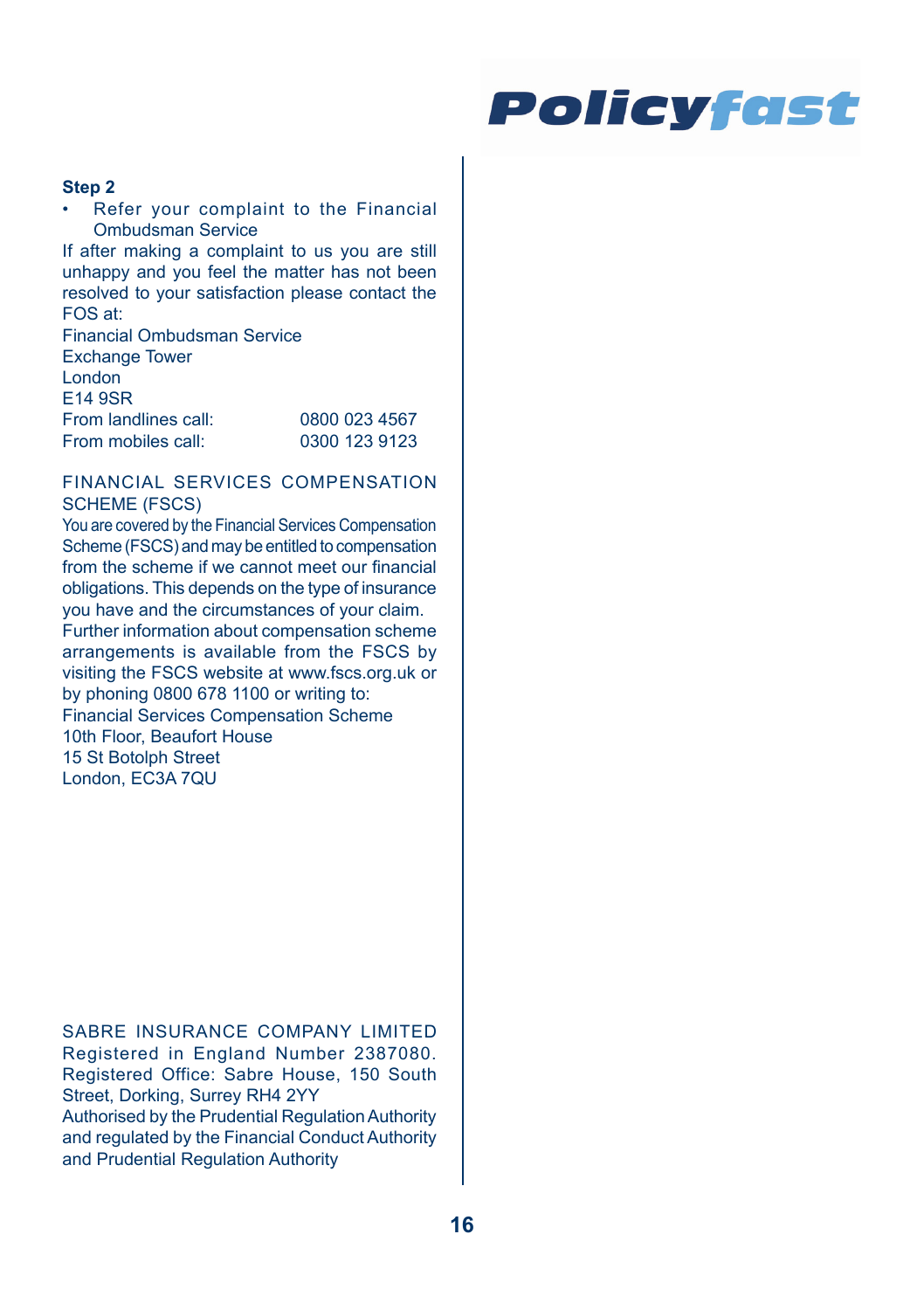### Step 2

- Refer your complaint to the Financial Ombudsman Service

If after making a complaint to us you are still unhappy and you feel the matter has not been resolved to your satisfaction please contact the FOS at:

Financial Ombudsman Service
Exchange Tower
London
E14 9SR

| | |
|---|---|
| From landlines call: | 0800 023 4567 |
| From mobiles call: | 0300 123 9123 |

## FINANCIAL SERVICES COMPENSATION SCHEME (FSCS)

You are covered by the Financial Services Compensation Scheme (FSCS) and may be entitled to compensation from the scheme if we cannot meet our financial obligations. This depends on the type of insurance you have and the circumstances of your claim. Further information about compensation scheme arrangements is available from the FSCS by visiting the FSCS website at www.fscs.org.uk or by phoning 0800 678 1100 or writing to:

Financial Services Compensation Scheme
10th Floor, Beaufort House
15 St Botolph Street
London, EC3A 7QU

SABRE INSURANCE COMPANY LIMITED
Registered in England Number 2387080.
Registered Office: Sabre House, 150 South Street, Dorking, Surrey RH4 2YY
Authorised by the Prudential Regulation Authority and regulated by the Financial Conduct Authority and Prudential Regulation Authority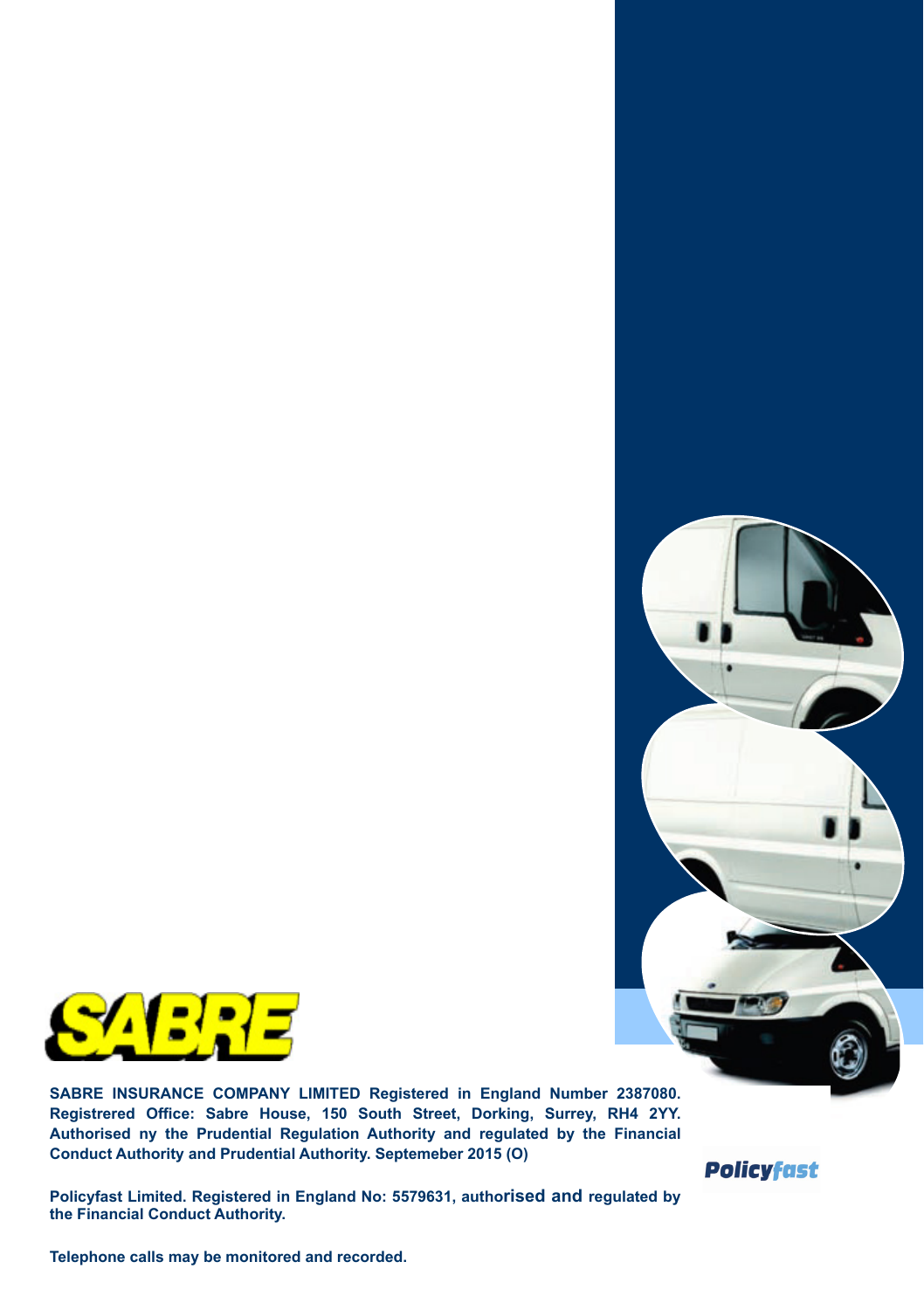SABRE

**SABRE INSURANCE COMPANY LIMITED Registered in England Number 2387080. Registrered Office: Sabre House, 150 South Street, Dorking, Surrey, RH4 2YY. Authorised ny the Prudential Regulation Authority and regulated by the Financial Conduct Authority and Prudential Authority. Septemeber 2015 (O)**

**Policyfast Limited. Registered in England No: 5579631, authorised and regulated by the Financial Conduct Authority.**

Policyfast

**Telephone calls may be monitored and recorded.**